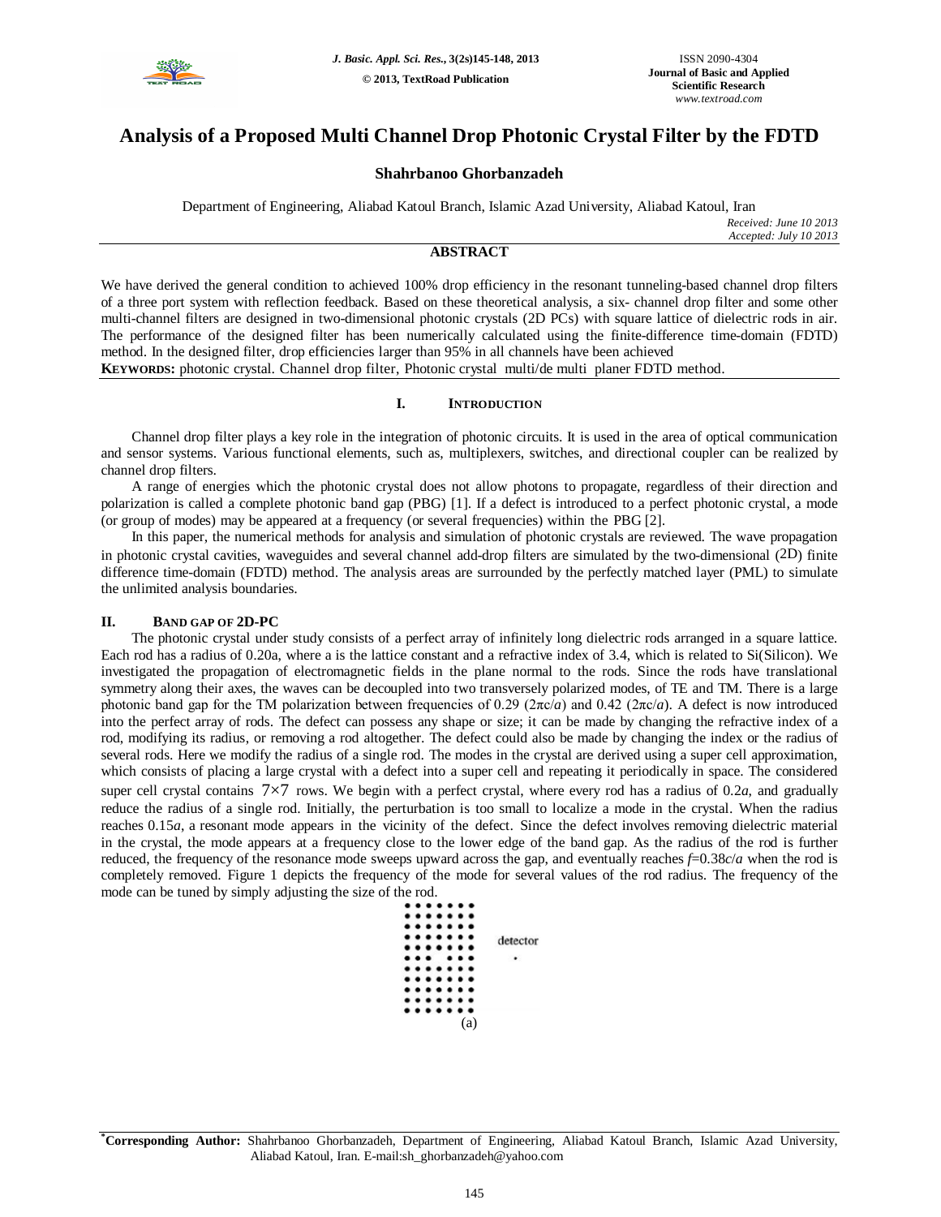# Analysis of a Proposed Multi Channel Drop Photonic Crystal Filter by the FDTD

**Shahrbanoo Ghorbanzadeh**

Department of Engineering, Aliabad Katoul Branch, Islamic Azad University, Aliabad Katoul, Iran

*Received: June 10 2013*
*Accepted: July 10 2013*

## ABSTRACT

We have derived the general condition to achieved 100% drop efficiency in the resonant tunneling-based channel drop filters of a three port system with reflection feedback. Based on these theoretical analysis, a six- channel drop filter and some other multi-channel filters are designed in two-dimensional photonic crystals (2D PCs) with square lattice of dielectric rods in air. The performance of the designed filter has been numerically calculated using the finite-difference time-domain (FDTD) method. In the designed filter, drop efficiencies larger than 95% in all channels have been achieved

**KEYWORDS:** photonic crystal. Channel drop filter, Photonic crystal multi/de multi planer FDTD method.

## I. INTRODUCTION

Channel drop filter plays a key role in the integration of photonic circuits. It is used in the area of optical communication and sensor systems. Various functional elements, such as, multiplexers, switches, and directional coupler can be realized by channel drop filters.

A range of energies which the photonic crystal does not allow photons to propagate, regardless of their direction and polarization is called a complete photonic band gap (PBG) [1]. If a defect is introduced to a perfect photonic crystal, a mode (or group of modes) may be appeared at a frequency (or several frequencies) within the PBG [2].

In this paper, the numerical methods for analysis and simulation of photonic crystals are reviewed. The wave propagation in photonic crystal cavities, waveguides and several channel add-drop filters are simulated by the two-dimensional (2D) finite difference time-domain (FDTD) method. The analysis areas are surrounded by the perfectly matched layer (PML) to simulate the unlimited analysis boundaries.

## II. BAND GAP OF 2D-PC

The photonic crystal under study consists of a perfect array of infinitely long dielectric rods arranged in a square lattice. Each rod has a radius of 0.20a, where a is the lattice constant and a refractive index of 3.4, which is related to Si(Silicon). We investigated the propagation of electromagnetic fields in the plane normal to the rods. Since the rods have translational symmetry along their axes, the waves can be decoupled into two transversely polarized modes, of TE and TM. There is a large photonic band gap for the TM polarization between frequencies of 0.29 ($2\pi c/a$) and 0.42 ($2\pi c/a$). A defect is now introduced into the perfect array of rods. The defect can possess any shape or size; it can be made by changing the refractive index of a rod, modifying its radius, or removing a rod altogether. The defect could also be made by changing the index or the radius of several rods. Here we modify the radius of a single rod. The modes in the crystal are derived using a super cell approximation, which consists of placing a large crystal with a defect into a super cell and repeating it periodically in space. The considered super cell crystal contains $7\times7$ rows. We begin with a perfect crystal, where every rod has a radius of $0.2a$, and gradually reduce the radius of a single rod. Initially, the perturbation is too small to localize a mode in the crystal. When the radius reaches $0.15a$, a resonant mode appears in the vicinity of the defect. Since the defect involves removing dielectric material in the crystal, the mode appears at a frequency close to the lower edge of the band gap. As the radius of the rod is further reduced, the frequency of the resonance mode sweeps upward across the gap, and eventually reaches $f$=0.38$c/a$ when the rod is completely removed. Figure 1 depicts the frequency of the mode for several values of the rod radius. The frequency of the mode can be tuned by simply adjusting the size of the rod.

detector

(a)

---

***Corresponding Author:** Shahrbanoo Ghorbanzadeh, Department of Engineering, Aliabad Katoul Branch, Islamic Azad University, Aliabad Katoul, Iran. E-mail:sh_ghorbanzadeh@yahoo.com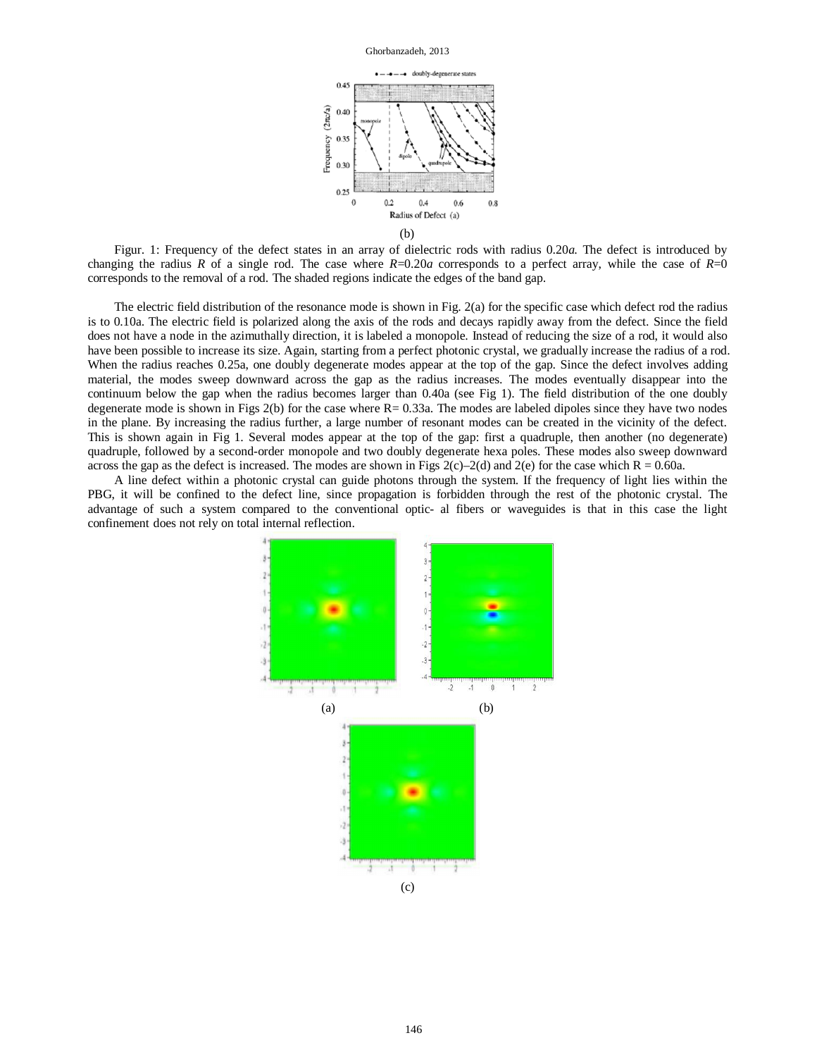(b)

Figur. 1: Frequency of the defect states in an array of dielectric rods with radius 0.20*a*. The defect is introduced by changing the radius *R* of a single rod. The case where *R*=0.20*a* corresponds to a perfect array, while the case of *R*=0 corresponds to the removal of a rod. The shaded regions indicate the edges of the band gap.

The electric field distribution of the resonance mode is shown in Fig. 2(a) for the specific case which defect rod the radius is to 0.10a. The electric field is polarized along the axis of the rods and decays rapidly away from the defect. Since the field does not have a node in the azimuthally direction, it is labeled a monopole. Instead of reducing the size of a rod, it would also have been possible to increase its size. Again, starting from a perfect photonic crystal, we gradually increase the radius of a rod. When the radius reaches 0.25a, one doubly degenerate modes appear at the top of the gap. Since the defect involves adding material, the modes sweep downward across the gap as the radius increases. The modes eventually disappear into the continuum below the gap when the radius becomes larger than 0.40a (see Fig 1). The field distribution of the one doubly degenerate mode is shown in Figs 2(b) for the case where R= 0.33a. The modes are labeled dipoles since they have two nodes in the plane. By increasing the radius further, a large number of resonant modes can be created in the vicinity of the defect. This is shown again in Fig 1. Several modes appear at the top of the gap: first a quadruple, then another (no degenerate) quadruple, followed by a second-order monopole and two doubly degenerate hexa poles. These modes also sweep downward across the gap as the defect is increased. The modes are shown in Figs 2(c)–2(d) and 2(e) for the case which R = 0.60a.

A line defect within a photonic crystal can guide photons through the system. If the frequency of light lies within the PBG, it will be confined to the defect line, since propagation is forbidden through the rest of the photonic crystal. The advantage of such a system compared to the conventional optic- al fibers or waveguides is that in this case the light confinement does not rely on total internal reflection.

(a) (b)

(c)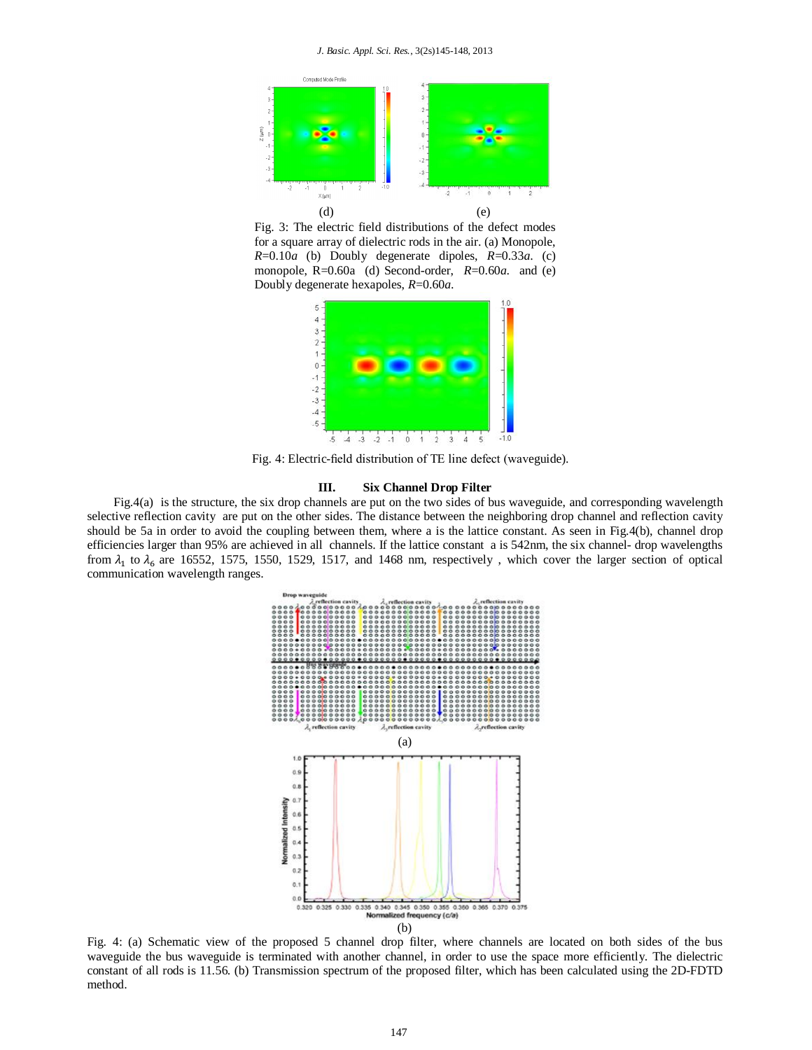(d) (e)

Fig. 3: The electric field distributions of the defect modes for a square array of dielectric rods in the air. (a) Monopole, $R$=0.10$a$ (b) Doubly degenerate dipoles, $R$=0.33$a$. (c) monopole, R=0.60a (d) Second-order, $R$=0.60$a$. and (e) Doubly degenerate hexapoles, $R$=0.60$a$.

Fig. 4: Electric-field distribution of TE line defect (waveguide).

### III. Six Channel Drop Filter

Fig.4(a) is the structure, the six drop channels are put on the two sides of bus waveguide, and corresponding wavelength selective reflection cavity are put on the other sides. The distance between the neighboring drop channel and reflection cavity should be 5a in order to avoid the coupling between them, where a is the lattice constant. As seen in Fig.4(b), channel drop efficiencies larger than 95% are achieved in all channels. If the lattice constant a is 542nm, the six channel- drop wavelengths from $\lambda_1$ to $\lambda_6$ are 16552, 1575, 1550, 1529, 1517, and 1468 nm, respectively , which cover the larger section of optical communication wavelength ranges.

(a)

(b)

Fig. 4: (a) Schematic view of the proposed 5 channel drop filter, where channels are located on both sides of the bus waveguide the bus waveguide is terminated with another channel, in order to use the space more efficiently. The dielectric constant of all rods is 11.56. (b) Transmission spectrum of the proposed filter, which has been calculated using the 2D-FDTD method.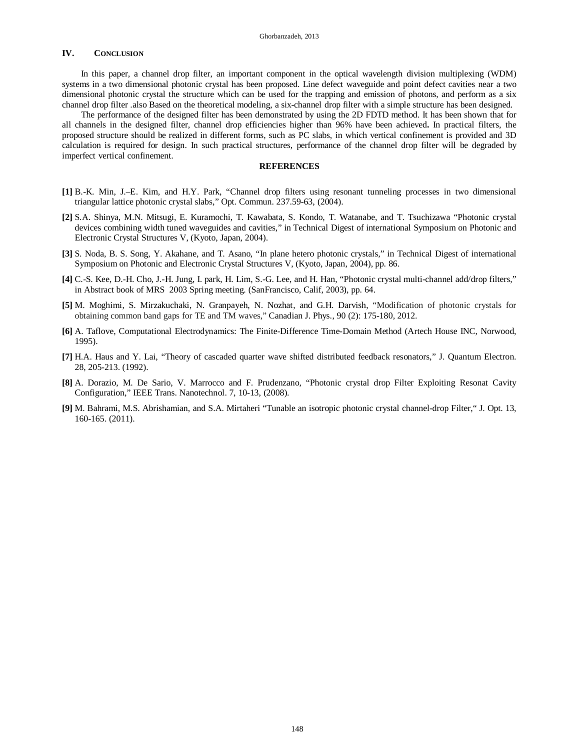## IV. CONCLUSION

In this paper, a channel drop filter, an important component in the optical wavelength division multiplexing (WDM) systems in a two dimensional photonic crystal has been proposed. Line defect waveguide and point defect cavities near a two dimensional photonic crystal the structure which can be used for the trapping and emission of photons, and perform as a six channel drop filter .also Based on the theoretical modeling, a six-channel drop filter with a simple structure has been designed.

The performance of the designed filter has been demonstrated by using the 2D FDTD method. It has been shown that for all channels in the designed filter, channel drop efficiencies higher than 96% have been achieved**.** In practical filters, the proposed structure should be realized in different forms, such as PC slabs, in which vertical confinement is provided and 3D calculation is required for design. In such practical structures, performance of the channel drop filter will be degraded by imperfect vertical confinement.

## REFERENCES

**[1]** B.-K. Min, J.–E. Kim, and H.Y. Park, "Channel drop filters using resonant tunneling processes in two dimensional triangular lattice photonic crystal slabs," Opt. Commun. 237.59-63, (2004).

**[2]** S.A. Shinya, M.N. Mitsugi, E. Kuramochi, T. Kawabata, S. Kondo, T. Watanabe, and T. Tsuchizawa "Photonic crystal devices combining width tuned waveguides and cavities," in Technical Digest of international Symposium on Photonic and Electronic Crystal Structures V, (Kyoto, Japan, 2004).

**[3]** S. Noda, B. S. Song, Y. Akahane, and T. Asano, "In plane hetero photonic crystals," in Technical Digest of international Symposium on Photonic and Electronic Crystal Structures V, (Kyoto, Japan, 2004), pp. 86.

**[4]** C.-S. Kee, D.-H. Cho, J.-H. Jung, I. park, H. Lim, S.-G. Lee, and H. Han, "Photonic crystal multi-channel add/drop filters," in Abstract book of MRS 2003 Spring meeting. (SanFrancisco, Calif, 2003), pp. 64.

**[5]** M. Moghimi, S. Mirzakuchaki, N. Granpayeh, N. Nozhat, and G.H. Darvish, "Modification of photonic crystals for obtaining common band gaps for TE and TM waves," Canadian J. Phys., 90 (2): 175-180, 2012.

**[6]** A. Taflove, Computational Electrodynamics: The Finite-Difference Time-Domain Method (Artech House INC, Norwood, 1995).

**[7]** H.A. Haus and Y. Lai, "Theory of cascaded quarter wave shifted distributed feedback resonators," J. Quantum Electron. 28, 205-213. (1992).

**[8]** A. Dorazio, M. De Sario, V. Marrocco and F. Prudenzano, "Photonic crystal drop Filter Exploiting Resonat Cavity Configuration," IEEE Trans. Nanotechnol. 7, 10-13, (2008).

**[9]** M. Bahrami, M.S. Abrishamian, and S.A. Mirtaheri "Tunable an isotropic photonic crystal channel-drop Filter," J. Opt. 13, 160-165. (2011).